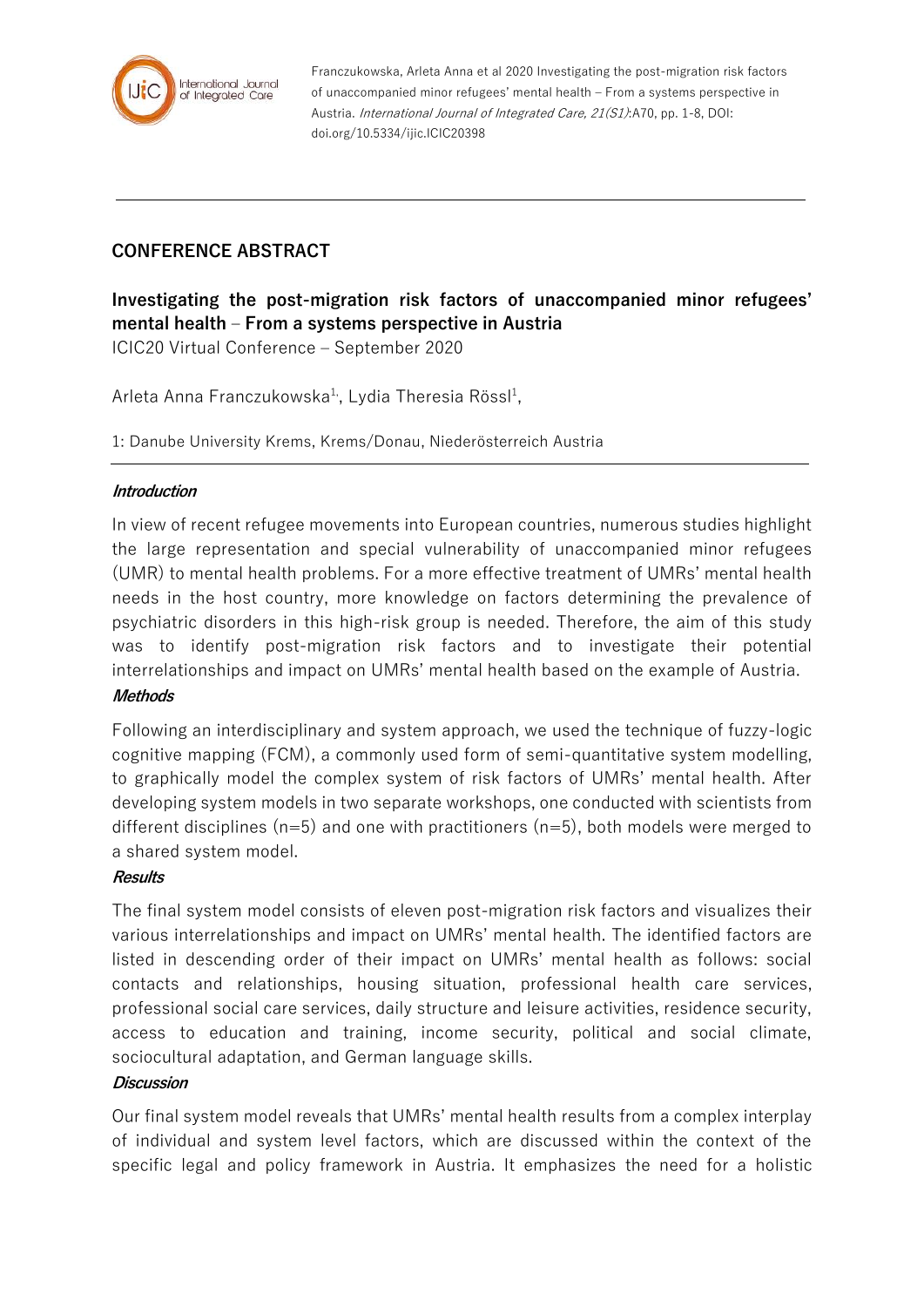Franczukowska, Arleta Anna et al 2020 Investigating the post-migration risk factors of unaccompanied minor refugees' mental health – From a systems perspective in Austria. *International Journal of Integrated Care, 21(S1)*:A70, pp. 1-8, DOI: doi.org/10.5334/ijic.ICIC20398

## CONFERENCE ABSTRACT

## Investigating the post-migration risk factors of unaccompanied minor refugees' mental health – From a systems perspective in Austria

ICIC20 Virtual Conference – September 2020

Arleta Anna Franczukowska[1], Lydia Theresia Rössl[1],

1: Danube University Krems, Krems/Donau, Niederösterreich Austria

### *Introduction*

In view of recent refugee movements into European countries, numerous studies highlight the large representation and special vulnerability of unaccompanied minor refugees (UMR) to mental health problems. For a more effective treatment of UMRs' mental health needs in the host country, more knowledge on factors determining the prevalence of psychiatric disorders in this high-risk group is needed. Therefore, the aim of this study was to identify post-migration risk factors and to investigate their potential interrelationships and impact on UMRs' mental health based on the example of Austria.

### *Methods*

Following an interdisciplinary and system approach, we used the technique of fuzzy-logic cognitive mapping (FCM), a commonly used form of semi-quantitative system modelling, to graphically model the complex system of risk factors of UMRs' mental health. After developing system models in two separate workshops, one conducted with scientists from different disciplines (n=5) and one with practitioners (n=5), both models were merged to a shared system model.

### *Results*

The final system model consists of eleven post-migration risk factors and visualizes their various interrelationships and impact on UMRs' mental health. The identified factors are listed in descending order of their impact on UMRs' mental health as follows: social contacts and relationships, housing situation, professional health care services, professional social care services, daily structure and leisure activities, residence security, access to education and training, income security, political and social climate, sociocultural adaptation, and German language skills.

### *Discussion*

Our final system model reveals that UMRs' mental health results from a complex interplay of individual and system level factors, which are discussed within the context of the specific legal and policy framework in Austria. It emphasizes the need for a holistic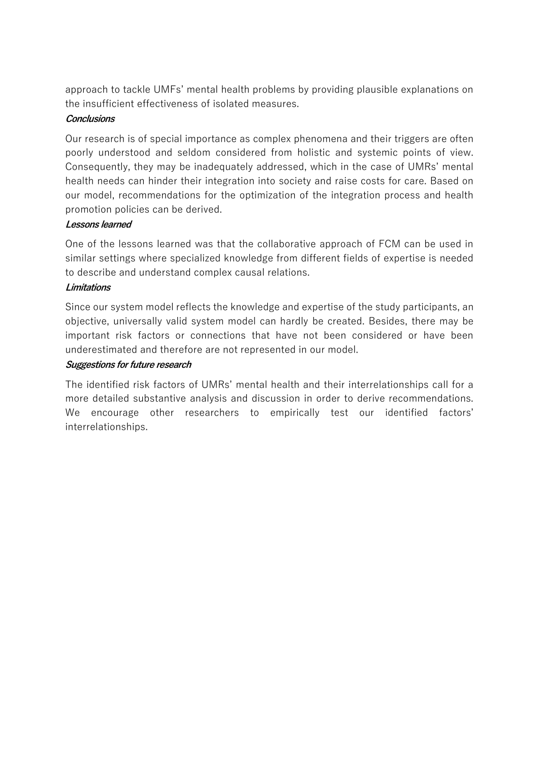approach to tackle UMFs' mental health problems by providing plausible explanations on the insufficient effectiveness of isolated measures.

***Conclusions***

Our research is of special importance as complex phenomena and their triggers are often poorly understood and seldom considered from holistic and systemic points of view. Consequently, they may be inadequately addressed, which in the case of UMRs' mental health needs can hinder their integration into society and raise costs for care. Based on our model, recommendations for the optimization of the integration process and health promotion policies can be derived.

***Lessons learned***

One of the lessons learned was that the collaborative approach of FCM can be used in similar settings where specialized knowledge from different fields of expertise is needed to describe and understand complex causal relations.

***Limitations***

Since our system model reflects the knowledge and expertise of the study participants, an objective, universally valid system model can hardly be created. Besides, there may be important risk factors or connections that have not been considered or have been underestimated and therefore are not represented in our model.

***Suggestions for future research***

The identified risk factors of UMRs' mental health and their interrelationships call for a more detailed substantive analysis and discussion in order to derive recommendations. We encourage other researchers to empirically test our identified factors' interrelationships.